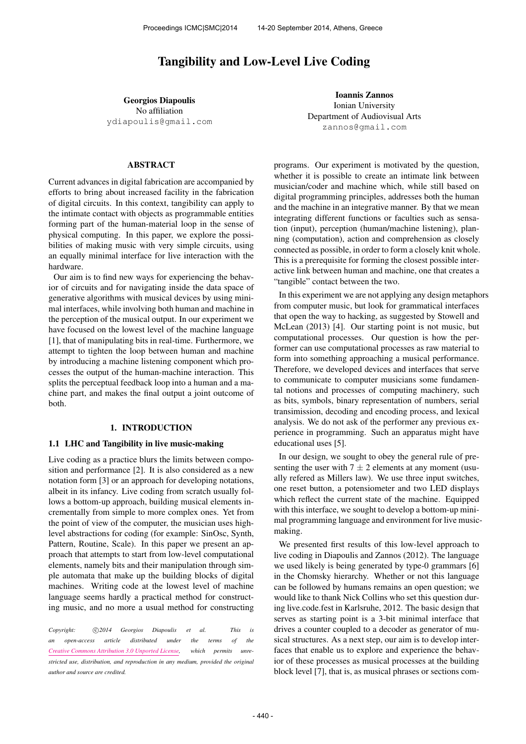# Tangibility and Low-Level Live Coding

**Georgios Diapoulis**
No affiliation
ydiapoulis@gmail.com

**Ioannis Zannos**
Ionian University
Department of Audiovisual Arts
zannos@gmail.com

## ABSTRACT

Current advances in digital fabrication are accompanied by efforts to bring about increased facility in the fabrication of digital circuits. In this context, tangibility can apply to the intimate contact with objects as programmable entities forming part of the human-material loop in the sense of physical computing. In this paper, we explore the possibilities of making music with very simple circuits, using an equally minimal interface for live interaction with the hardware.

Our aim is to find new ways for experiencing the behavior of circuits and for navigating inside the data space of generative algorithms with musical devices by using minimal interfaces, while involving both human and machine in the perception of the musical output. In our experiment we have focused on the lowest level of the machine language [1], that of manipulating bits in real-time. Furthermore, we attempt to tighten the loop between human and machine by introducing a machine listening component which processes the output of the human-machine interaction. This splits the perceptual feedback loop into a human and a machine part, and makes the final output a joint outcome of both.

## 1. INTRODUCTION

### 1.1 LHC and Tangibility in live music-making

Live coding as a practice blurs the limits between composition and performance [2]. It is also considered as a new notation form [3] or an approach for developing notations, albeit in its infancy. Live coding from scratch usually follows a bottom-up approach, building musical elements incrementally from simple to more complex ones. Yet from the point of view of the computer, the musician uses high-level abstractions for coding (for example: SinOsc, Synth, Pattern, Routine, Scale). In this paper we present an approach that attempts to start from low-level computational elements, namely bits and their manipulation through simple automata that make up the building blocks of digital machines. Writing code at the lowest level of machine language seems hardly a practical method for constructing music, and no more a usual method for constructing programs. Our experiment is motivated by the question, whether it is possible to create an intimate link between musician/coder and machine which, while still based on digital programming principles, addresses both the human and the machine in an integrative manner. By that we mean integrating different functions or faculties such as sensation (input), perception (human/machine listening), planning (computation), action and comprehension as closely connected as possible, in order to form a closely knit whole. This is a prerequisite for forming the closest possible interactive link between human and machine, one that creates a "tangible" contact between the two.

In this experiment we are not applying any design metaphors from computer music, but look for grammatical interfaces that open the way to hacking, as suggested by Stowell and McLean (2013) [4]. Our starting point is not music, but computational processes. Our question is how the performer can use computational processes as raw material to form into something approaching a musical performance. Therefore, we developed devices and interfaces that serve to communicate to computer musicians some fundamental notions and processes of computing machinery, such as bits, symbols, binary representation of numbers, serial transimission, decoding and encoding process, and lexical analysis. We do not ask of the performer any previous experience in programming. Such an apparatus might have educational uses [5].

In our design, we sought to obey the general rule of presenting the user with $7 \pm 2$ elements at any moment (usually refered as Millers law). We use three input switches, one reset button, a potensiometer and two LED displays which reflect the current state of the machine. Equipped with this interface, we sought to develop a bottom-up minimal programming language and environment for live music-making.

We presented first results of this low-level approach to live coding in Diapoulis and Zannos (2012). The language we used likely is being generated by type-0 grammars [6] in the Chomsky hierarchy. Whether or not this language can be followed by humans remains an open question; we would like to thank Nick Collins who set this question during live.code.fest in Karlsruhe, 2012. The basic design that serves as starting point is a 3-bit minimal interface that drives a counter coupled to a decoder as generator of musical structures. As a next step, our aim is to develop interfaces that enable us to explore and experience the behavior of these processes as musical processes at the building block level [7], that is, as musical phrases or sections com-

*Copyright: ©2014 Georgios Diapoulis et al. This is an open-access article distributed under the terms of the Creative Commons Attribution 3.0 Unported License, which permits unrestricted use, distribution, and reproduction in any medium, provided the original author and source are credited.*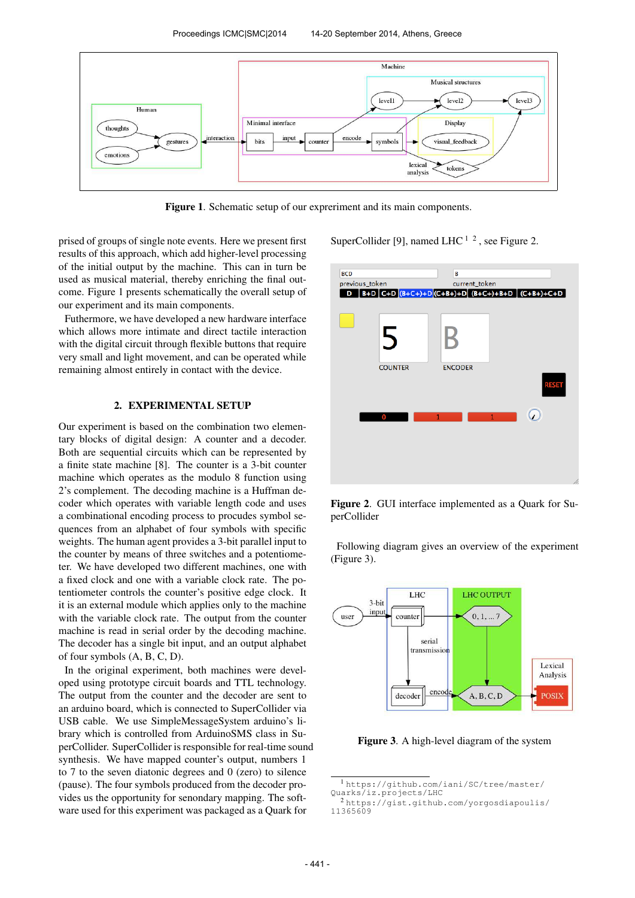Figure 1. Schematic setup of our experiment and its main components.

prised of groups of single note events. Here we present first results of this approach, which add higher-level processing of the initial output by the machine. This can in turn be used as musical material, thereby enriching the final outcome. Figure 1 presents schematically the overall setup of our experiment and its main components.

Futhermore, we have developed a new hardware interface which allows more intimate and direct tactile interaction with the digital circuit through flexible buttons that require very small and light movement, and can be operated while remaining almost entirely in contact with the device.

## 2. EXPERIMENTAL SETUP

Our experiment is based on the combination two elementary blocks of digital design: A counter and a decoder. Both are sequential circuits which can be represented by a finite state machine [8]. The counter is a 3-bit counter machine which operates as the modulo 8 function using 2's complement. The decoding machine is a Huffman decoder which operates with variable length code and uses a combinational encoding process to procudes symbol sequences from an alphabet of four symbols with specific weights. The human agent provides a 3-bit parallel input to the counter by means of three switches and a potentiometer. We have developed two different machines, one with a fixed clock and one with a variable clock rate. The potentiometer controls the counter's positive edge clock. It it is an external module which applies only to the machine with the variable clock rate. The output from the counter machine is read in serial order by the decoding machine. The decoder has a single bit input, and an output alphabet of four symbols (A, B, C, D).

In the original experiment, both machines were developed using prototype circuit boards and TTL technology. The output from the counter and the decoder are sent to an arduino board, which is connected to SuperCollider via USB cable. We use SimpleMessageSystem arduino's library which is controlled from ArduinoSMS class in SuperCollider. SuperCollider is responsible for real-time sound synthesis. We have mapped counter's output, numbers 1 to 7 to the seven diatonic degrees and 0 (zero) to silence (pause). The four symbols produced from the decoder provides us the opportunity for senondary mapping. The software used for this experiment was packaged as a Quark for SuperCollider [9], named LHC [1] [2], see Figure 2.

Figure 2. GUI interface implemented as a Quark for SuperCollider

Following diagram gives an overview of the experiment (Figure 3).

Figure 3. A high-level diagram of the system

[1] https://github.com/iani/SC/tree/master/Quarks/iz.projects/LHC

[2] https://gist.github.com/yorgosdiapoulis/11365609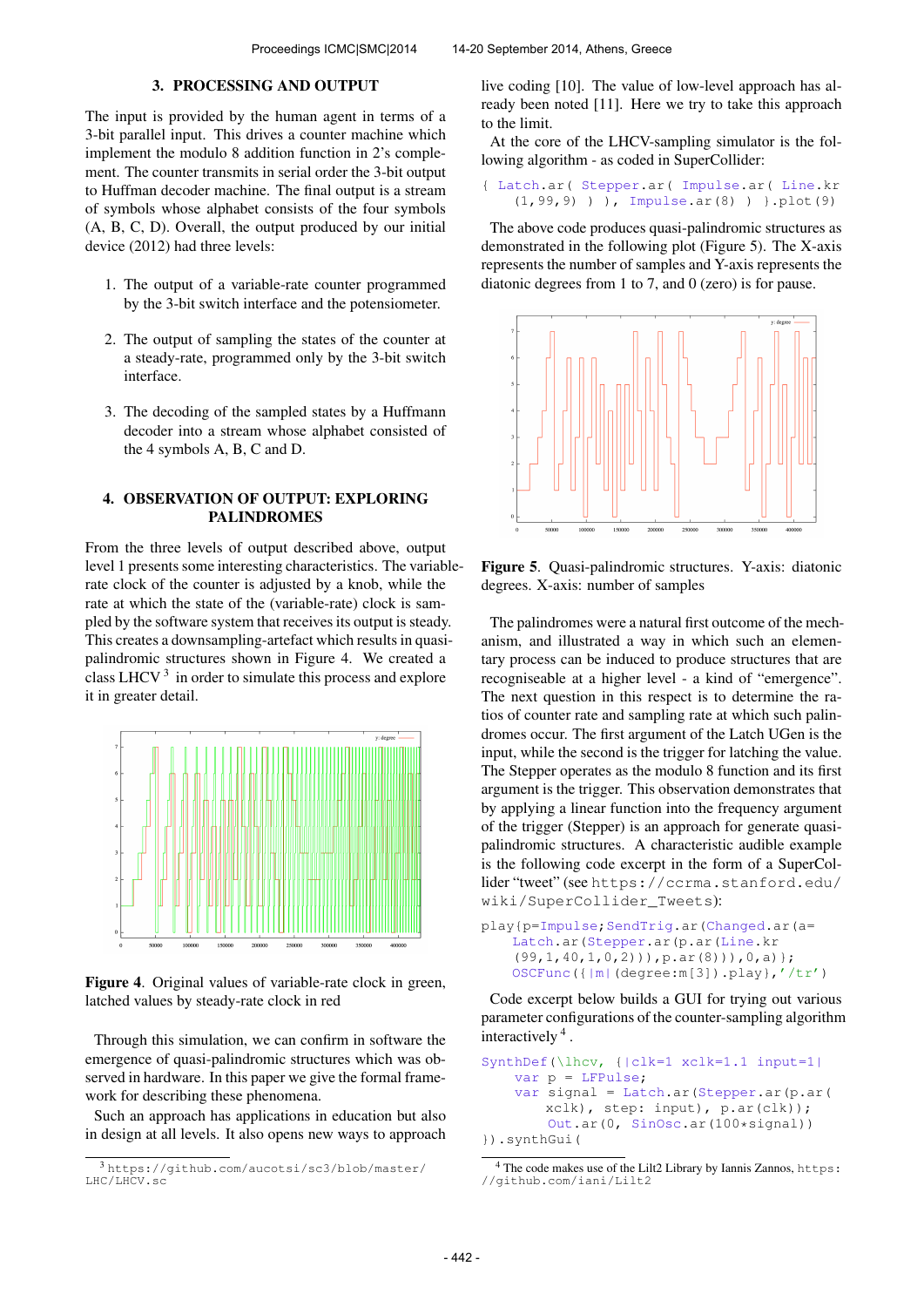## 3. PROCESSING AND OUTPUT

The input is provided by the human agent in terms of a 3-bit parallel input. This drives a counter machine which implement the modulo 8 addition function in 2's complement. The counter transmits in serial order the 3-bit output to Huffman decoder machine. The final output is a stream of symbols whose alphabet consists of the four symbols (A, B, C, D). Overall, the output produced by our initial device (2012) had three levels:

1. The output of a variable-rate counter programmed by the 3-bit switch interface and the potensiometer.
2. The output of sampling the states of the counter at a steady-rate, programmed only by the 3-bit switch interface.
3. The decoding of the sampled states by a Huffmann decoder into a stream whose alphabet consisted of the 4 symbols A, B, C and D.

## 4. OBSERVATION OF OUTPUT: EXPLORING PALINDROMES

From the three levels of output described above, output level 1 presents some interesting characteristics. The variable-rate clock of the counter is adjusted by a knob, while the rate at which the state of the (variable-rate) clock is sampled by the software system that receives its output is steady. This creates a downsampling-artefact which results in quasi-palindromic structures shown in Figure 4. We created a class LHCV [3] in order to simulate this process and explore it in greater detail.

Figure 4. Original values of variable-rate clock in green, latched values by steady-rate clock in red

Through this simulation, we can confirm in software the emergence of quasi-palindromic structures which was observed in hardware. In this paper we give the formal framework for describing these phenomena.

Such an approach has applications in education but also in design at all levels. It also opens new ways to approach live coding [10]. The value of low-level approach has already been noted [11]. Here we try to take this approach to the limit.

At the core of the LHCV-sampling simulator is the following algorithm - as coded in SuperCollider:

```
{ Latch.ar( Stepper.ar( Impulse.ar( Line.kr
    (1,99,9) ) ), Impulse.ar(8) ) }.plot(9)
```

The above code produces quasi-palindromic structures as demonstrated in the following plot (Figure 5). The X-axis represents the number of samples and Y-axis represents the diatonic degrees from 1 to 7, and 0 (zero) is for pause.

Figure 5. Quasi-palindromic structures. Y-axis: diatonic degrees. X-axis: number of samples

The palindromes were a natural first outcome of the mechanism, and illustrated a way in which such an elementary process can be induced to produce structures that are recogniseable at a higher level - a kind of "emergence". The next question in this respect is to determine the ratios of counter rate and sampling rate at which such palindromes occur. The first argument of the Latch UGen is the input, while the second is the trigger for latching the value. The Stepper operates as the modulo 8 function and its first argument is the trigger. This observation demonstrates that by applying a linear function into the frequency argument of the trigger (Stepper) is an approach for generate quasi-palindromic structures. A characteristic audible example is the following code excerpt in the form of a SuperCollider "tweet" (see https://ccrma.stanford.edu/wiki/SuperCollider_Tweets):

```
play{p=Impulse;SendTrig.ar(Changed.ar(a=
    Latch.ar(Stepper.ar(p.ar(Line.kr
    (99,1,40,1,0,2))),p.ar(8))),0,a)};
    OSCFunc({|m|(degree:m[3]).play},'/tr')
```

Code excerpt below builds a GUI for trying out various parameter configurations of the counter-sampling algorithm interactively [4].

```
SynthDef(\lhcv, {|clk=1 xclk=1.1 input=1|
    var p = LFPulse;
    var signal = Latch.ar(Stepper.ar(p.ar(
        xclk), step: input), p.ar(clk));
    Out.ar(0, SinOsc.ar(100*signal))
}).synthGui(
```

[3] https://github.com/aucotsi/sc3/blob/master/LHC/LHCV.sc

[4] The code makes use of the Lilt2 Library by Iannis Zannos, https://github.com/iani/Lilt2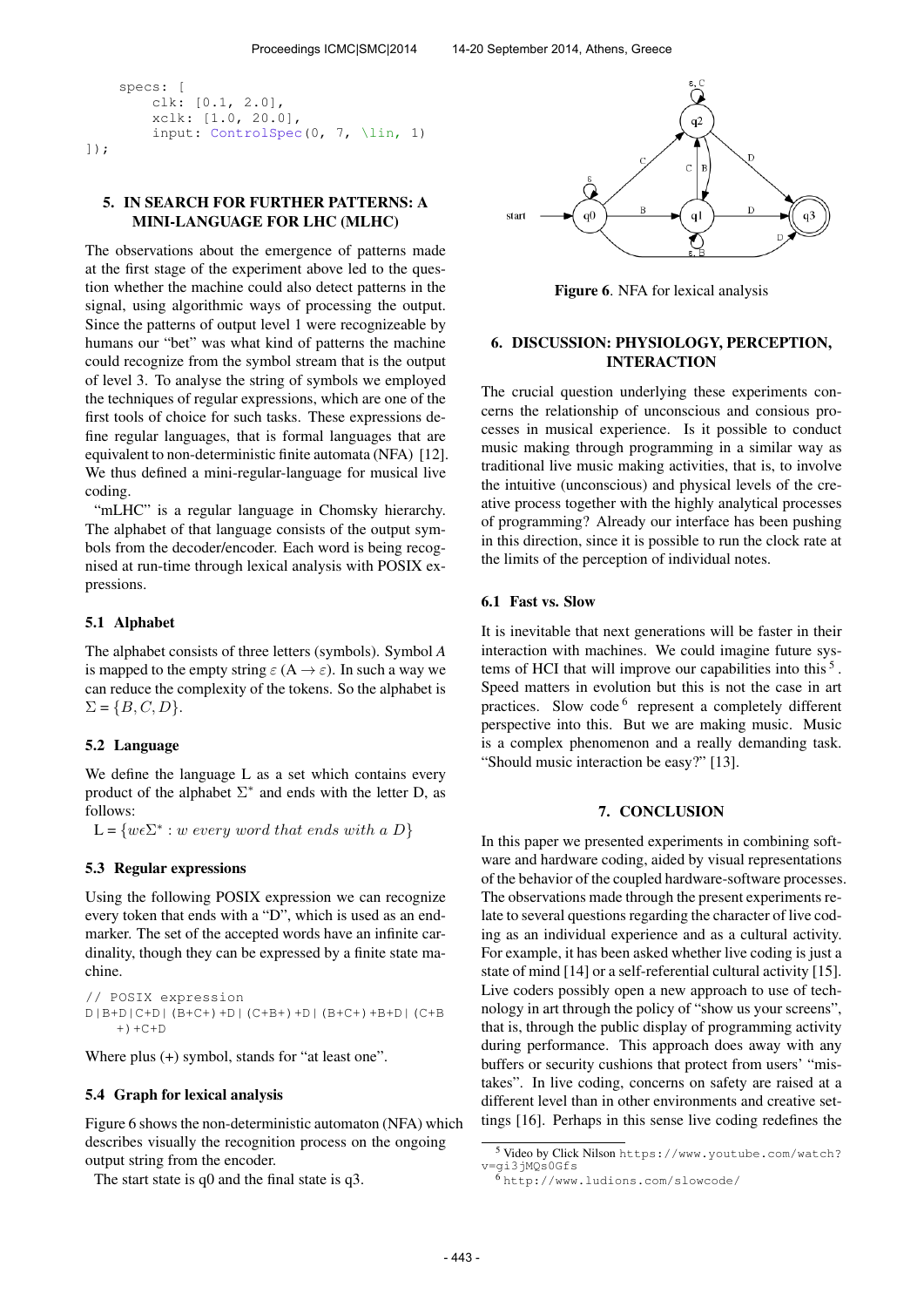```
    specs: [
        clk: [0.1, 2.0],
        xclk: [1.0, 20.0],
        input: ControlSpec(0, 7, \lin, 1)
]);
```

## 5. IN SEARCH FOR FURTHER PATTERNS: A MINI-LANGUAGE FOR LHC (MLHC)

The observations about the emergence of patterns made at the first stage of the experiment above led to the question whether the machine could also detect patterns in the signal, using algorithmic ways of processing the output. Since the patterns of output level 1 were recognizable by humans our "bet" was what kind of patterns the machine could recognize from the symbol stream that is the output of level 3. To analyse the string of symbols we employed the techniques of regular expressions, which are one of the first tools of choice for such tasks. These expressions define regular languages, that is formal languages that are equivalent to non-deterministic finite automata (NFA) [12]. We thus defined a mini-regular-language for musical live coding.

"mLHC" is a regular language in Chomsky hierarchy. The alphabet of that language consists of the output symbols from the decoder/encoder. Each word is being recognised at run-time through lexical analysis with POSIX expressions.

### 5.1 Alphabet

The alphabet consists of three letters (symbols). Symbol $A$ is mapped to the empty string $\varepsilon$ ($A \rightarrow \varepsilon$). In such a way we can reduce the complexity of the tokens. So the alphabet is $\Sigma = \{B, C, D\}$.

### 5.2 Language

We define the language L as a set which contains every product of the alphabet $\Sigma^*$ and ends with the letter D, as follows:

$L = \{w\epsilon\Sigma^* : w \ every \ word \ that \ ends \ with \ a \ D\}$

### 5.3 Regular expressions

Using the following POSIX expression we can recognize every token that ends with a "D", which is used as an end-marker. The set of the accepted words have an infinite cardinality, though they can be expressed by a finite state machine.

```
// POSIX expression
D|B+D|C+D|(B+C+)+D|(C+B+)+D|(B+C+)+B+D|(C+B
    +)+C+D
```

Where plus (+) symbol, stands for "at least one".

### 5.4 Graph for lexical analysis

Figure 6 shows the non-deterministic automaton (NFA) which describes visually the recognition process on the ongoing output string from the encoder.

The start state is q0 and the final state is q3.

**Figure 6**. NFA for lexical analysis

## 6. DISCUSSION: PHYSIOLOGY, PERCEPTION, INTERACTION

The crucial question underlying these experiments concerns the relationship of unconscious and consious processes in musical experience. Is it possible to conduct music making through programming in a similar way as traditional live music making activities, that is, to involve the intuitive (unconscious) and physical levels of the creative process together with the highly analytical processes of programming? Already our interface has been pushing in this direction, since it is possible to run the clock rate at the limits of the perception of individual notes.

### 6.1 Fast vs. Slow

It is inevitable that next generations will be faster in their interaction with machines. We could imagine future systems of HCI that will improve our capabilities into this [5]. Speed matters in evolution but this is not the case in art practices. Slow code [6] represent a completely different perspective into this. But we are making music. Music is a complex phenomenon and a really demanding task. "Should music interaction be easy?" [13].

## 7. CONCLUSION

In this paper we presented experiments in combining software and hardware coding, aided by visual representations of the behavior of the coupled hardware-software processes. The observations made through the present experiments relate to several questions regarding the character of live coding as an individual experience and as a cultural activity. For example, it has been asked whether live coding is just a state of mind [14] or a self-referential cultural activity [15]. Live coders possibly open a new approach to use of technology in art through the policy of "show us your screens", that is, through the public display of programming activity during performance. This approach does away with any buffers or security cushions that protect from users' "mistakes". In live coding, concerns on safety are raised at a different level than in other environments and creative settings [16]. Perhaps in this sense live coding redefines the

[5] Video by Click Nilson `https://www.youtube.com/watch?v=gi3jMQs0Gfs`

[6] `http://www.ludions.com/slowcode/`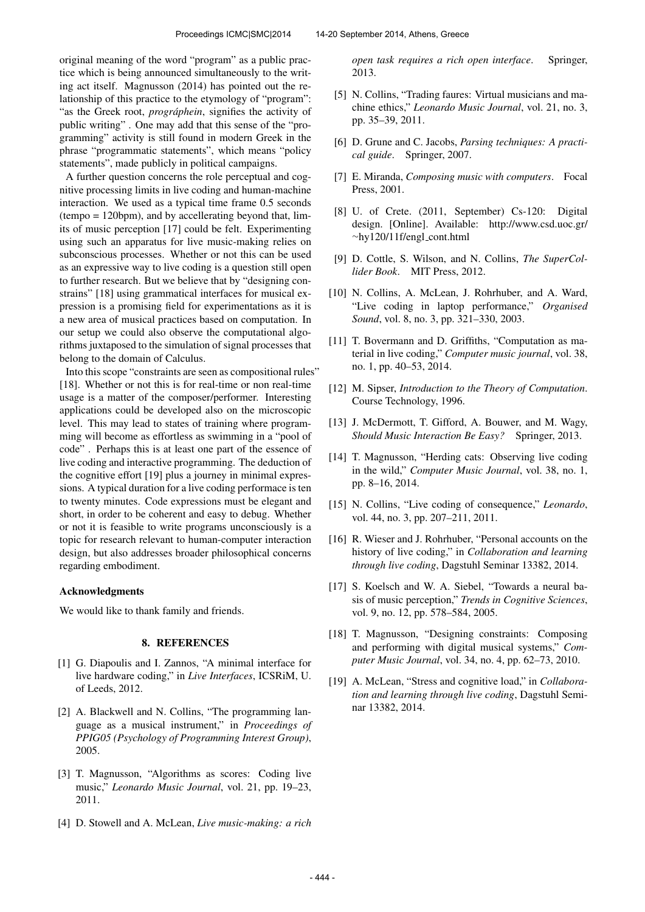original meaning of the word "program" as a public practice which is being announced simultaneously to the writing act itself. Magnusson (2014) has pointed out the relationship of this practice to the etymology of "program": "as the Greek root, *prográphein*, signifies the activity of public writing" . One may add that this sense of the "programming" activity is still found in modern Greek in the phrase "programmatic statements", which means "policy statements", made publicly in political campaigns.

A further question concerns the role perceptual and cognitive processing limits in live coding and human-machine interaction. We used as a typical time frame 0.5 seconds (tempo = 120bpm), and by accellerating beyond that, limits of music perception [17] could be felt. Experimenting using such an apparatus for live music-making relies on subconscious processes. Whether or not this can be used as an expressive way to live coding is a question still open to further research. But we believe that by "designing constrains" [18] using grammatical interfaces for musical expression is a promising field for experimentations as it is a new area of musical practices based on computation. In our setup we could also observe the computational algorithms juxtaposed to the simulation of signal processes that belong to the domain of Calculus.

Into this scope "constraints are seen as compositional rules" [18]. Whether or not this is for real-time or non real-time usage is a matter of the composer/performer. Interesting applications could be developed also on the microscopic level. This may lead to states of training where programming will become as effortless as swimming in a "pool of code" . Perhaps this is at least one part of the essence of live coding and interactive programming. The deduction of the cognitive effort [19] plus a journey in minimal expressions. A typical duration for a live coding performace is ten to twenty minutes. Code expressions must be elegant and short, in order to be coherent and easy to debug. Whether or not it is feasible to write programs unconsciously is a topic for research relevant to human-computer interaction design, but also addresses broader philosophical concerns regarding embodiment.

### Acknowledgments

We would like to thank family and friends.

## 8. REFERENCES

[1] G. Diapoulis and I. Zannos, "A minimal interface for live hardware coding," in *Live Interfaces*, ICSRiM, U. of Leeds, 2012.

[2] A. Blackwell and N. Collins, "The programming language as a musical instrument," in *Proceedings of PPIG05 (Psychology of Programming Interest Group)*, 2005.

[3] T. Magnusson, "Algorithms as scores: Coding live music," *Leonardo Music Journal*, vol. 21, pp. 19–23, 2011.

[4] D. Stowell and A. McLean, *Live music-making: a rich open task requires a rich open interface*. Springer, 2013.

[5] N. Collins, "Trading faures: Virtual musicians and machine ethics," *Leonardo Music Journal*, vol. 21, no. 3, pp. 35–39, 2011.

[6] D. Grune and C. Jacobs, *Parsing techniques: A practical guide*. Springer, 2007.

[7] E. Miranda, *Composing music with computers*. Focal Press, 2001.

[8] U. of Crete. (2011, September) Cs-120: Digital design. [Online]. Available: http://www.csd.uoc.gr/~hy120/11f/engl_cont.html

[9] D. Cottle, S. Wilson, and N. Collins, *The SuperCollider Book*. MIT Press, 2012.

[10] N. Collins, A. McLean, J. Rohrhuber, and A. Ward, "Live coding in laptop performance," *Organised Sound*, vol. 8, no. 3, pp. 321–330, 2003.

[11] T. Bovermann and D. Griffiths, "Computation as material in live coding," *Computer music journal*, vol. 38, no. 1, pp. 40–53, 2014.

[12] M. Sipser, *Introduction to the Theory of Computation*. Course Technology, 1996.

[13] J. McDermott, T. Gifford, A. Bouwer, and M. Wagy, *Should Music Interaction Be Easy?* Springer, 2013.

[14] T. Magnusson, "Herding cats: Observing live coding in the wild," *Computer Music Journal*, vol. 38, no. 1, pp. 8–16, 2014.

[15] N. Collins, "Live coding of consequence," *Leonardo*, vol. 44, no. 3, pp. 207–211, 2011.

[16] R. Wieser and J. Rohrhuber, "Personal accounts on the history of live coding," in *Collaboration and learning through live coding*, Dagstuhl Seminar 13382, 2014.

[17] S. Koelsch and W. A. Siebel, "Towards a neural basis of music perception," *Trends in Cognitive Sciences*, vol. 9, no. 12, pp. 578–584, 2005.

[18] T. Magnusson, "Designing constraints: Composing and performing with digital musical systems," *Computer Music Journal*, vol. 34, no. 4, pp. 62–73, 2010.

[19] A. McLean, "Stress and cognitive load," in *Collaboration and learning through live coding*, Dagstuhl Seminar 13382, 2014.